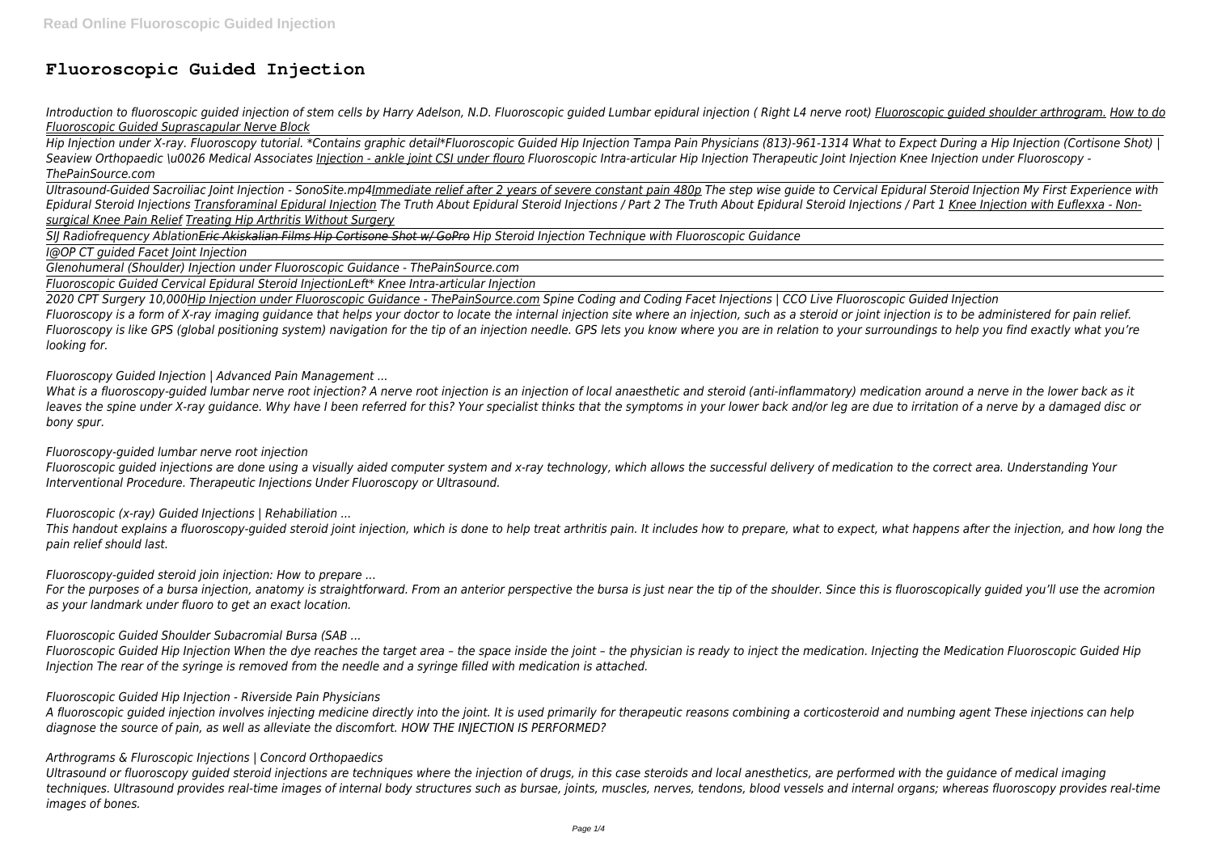# Fluoroscopic Guided Injection

*Introduction to fluoroscopic guided injection of stem cells by Harry Adelson, N.D. Fluoroscopic guided Lumbar epidural injection ( Right L4 nerve root) Fluoroscopic guided shoulder arthrogram. How to do Fluoroscopic Guided Suprascapular Nerve Block*

*Hip Injection under X-ray. Fluoroscopy tutorial. \*Contains graphic detail\*Fluoroscopic Guided Hip Injection Tampa Pain Physicians (813)-961-1314 What to Expect During a Hip Injection (Cortisone Shot) | Seaview Orthopaedic \u0026 Medical Associates Injection - ankle joint CSI under flouro Fluoroscopic Intra-articular Hip Injection Therapeutic Joint Injection Knee Injection under Fluoroscopy - ThePainSource.com*

*Ultrasound-Guided Sacroiliac Joint Injection - SonoSite.mp4Immediate relief after 2 years of severe constant pain 480p The step wise guide to Cervical Epidural Steroid Injection My First Experience with Epidural Steroid Injections Transforaminal Epidural Injection The Truth About Epidural Steroid Injections / Part 2 The Truth About Epidural Steroid Injections / Part 1 Knee Injection with Euflexxa - Non-surgical Knee Pain Relief Treating Hip Arthritis Without Surgery*

*SIJ Radiofrequency AblationEric Akiskalian Films Hip Cortisone Shot w/ GoPro Hip Steroid Injection Technique with Fluoroscopic Guidance*

*I@OP CT guided Facet Joint Injection*

*Glenohumeral (Shoulder) Injection under Fluoroscopic Guidance - ThePainSource.com*

*Fluoroscopic Guided Cervical Epidural Steroid InjectionLeft\* Knee Intra-articular Injection*

*2020 CPT Surgery 10,000Hip Injection under Fluoroscopic Guidance - ThePainSource.com Spine Coding and Coding Facet Injections | CCO Live Fluoroscopic Guided Injection*
*Fluoroscopy is a form of X-ray imaging guidance that helps your doctor to locate the internal injection site where an injection, such as a steroid or joint injection is to be administered for pain relief. Fluoroscopy is like GPS (global positioning system) navigation for the tip of an injection needle. GPS lets you know where you are in relation to your surroundings to help you find exactly what you're looking for.*

*Fluoroscopy Guided Injection | Advanced Pain Management ...*

*What is a fluoroscopy-guided lumbar nerve root injection? A nerve root injection is an injection of local anaesthetic and steroid (anti-inflammatory) medication around a nerve in the lower back as it leaves the spine under X-ray guidance. Why have I been referred for this? Your specialist thinks that the symptoms in your lower back and/or leg are due to irritation of a nerve by a damaged disc or bony spur.*

*Fluoroscopy-guided lumbar nerve root injection*

*Fluoroscopic guided injections are done using a visually aided computer system and x-ray technology, which allows the successful delivery of medication to the correct area. Understanding Your Interventional Procedure. Therapeutic Injections Under Fluoroscopy or Ultrasound.*

*Fluoroscopic (x-ray) Guided Injections | Rehabiliation ...*

*This handout explains a fluoroscopy-guided steroid joint injection, which is done to help treat arthritis pain. It includes how to prepare, what to expect, what happens after the injection, and how long the pain relief should last.*

*Fluoroscopy-guided steroid join injection: How to prepare ...*

*For the purposes of a bursa injection, anatomy is straightforward. From an anterior perspective the bursa is just near the tip of the shoulder. Since this is fluoroscopically guided you'll use the acromion as your landmark under fluoro to get an exact location.*

*Fluoroscopic Guided Shoulder Subacromial Bursa (SAB ...*

*Fluoroscopic Guided Hip Injection When the dye reaches the target area – the space inside the joint – the physician is ready to inject the medication. Injecting the Medication Fluoroscopic Guided Hip Injection The rear of the syringe is removed from the needle and a syringe filled with medication is attached.*

*Fluoroscopic Guided Hip Injection - Riverside Pain Physicians*

*A fluoroscopic guided injection involves injecting medicine directly into the joint. It is used primarily for therapeutic reasons combining a corticosteroid and numbing agent These injections can help diagnose the source of pain, as well as alleviate the discomfort. HOW THE INJECTION IS PERFORMED?*

*Arthrograms & Fluroscopic Injections | Concord Orthopaedics*

*Ultrasound or fluoroscopy guided steroid injections are techniques where the injection of drugs, in this case steroids and local anesthetics, are performed with the guidance of medical imaging techniques. Ultrasound provides real-time images of internal body structures such as bursae, joints, muscles, nerves, tendons, blood vessels and internal organs; whereas fluoroscopy provides real-time images of bones.*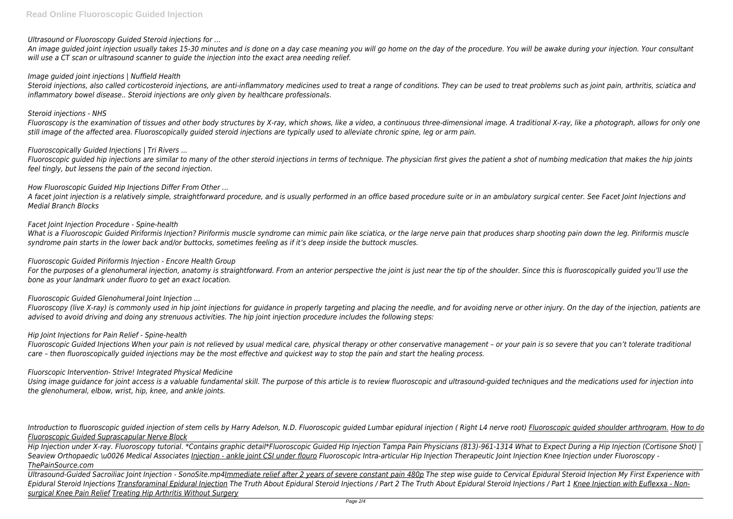*Ultrasound or Fluoroscopy Guided Steroid injections for ...*

*An image guided joint injection usually takes 15-30 minutes and is done on a day case meaning you will go home on the day of the procedure. You will be awake during your injection. Your consultant will use a CT scan or ultrasound scanner to guide the injection into the exact area needing relief.*

*Image guided joint injections | Nuffield Health*

*Steroid injections, also called corticosteroid injections, are anti-inflammatory medicines used to treat a range of conditions. They can be used to treat problems such as joint pain, arthritis, sciatica and inflammatory bowel disease.. Steroid injections are only given by healthcare professionals.*

*Steroid injections - NHS*

*Fluoroscopy is the examination of tissues and other body structures by X-ray, which shows, like a video, a continuous three-dimensional image. A traditional X-ray, like a photograph, allows for only one still image of the affected area. Fluoroscopically guided steroid injections are typically used to alleviate chronic spine, leg or arm pain.*

*Fluoroscopically Guided Injections | Tri Rivers ...*

*Fluoroscopic guided hip injections are similar to many of the other steroid injections in terms of technique. The physician first gives the patient a shot of numbing medication that makes the hip joints feel tingly, but lessens the pain of the second injection.*

*How Fluoroscopic Guided Hip Injections Differ From Other ...*

*A facet joint injection is a relatively simple, straightforward procedure, and is usually performed in an office based procedure suite or in an ambulatory surgical center. See Facet Joint Injections and Medial Branch Blocks*

*Facet Joint Injection Procedure - Spine-health*

*What is a Fluoroscopic Guided Piriformis Injection? Piriformis muscle syndrome can mimic pain like sciatica, or the large nerve pain that produces sharp shooting pain down the leg. Piriformis muscle syndrome pain starts in the lower back and/or buttocks, sometimes feeling as if it's deep inside the buttock muscles.*

*Fluoroscopic Guided Piriformis Injection - Encore Health Group*

*For the purposes of a glenohumeral injection, anatomy is straightforward. From an anterior perspective the joint is just near the tip of the shoulder. Since this is fluoroscopically guided you'll use the bone as your landmark under fluoro to get an exact location.*

*Fluoroscopic Guided Glenohumeral Joint Injection ...*

*Fluoroscopy (live X-ray) is commonly used in hip joint injections for guidance in properly targeting and placing the needle, and for avoiding nerve or other injury. On the day of the injection, patients are advised to avoid driving and doing any strenuous activities. The hip joint injection procedure includes the following steps:*

*Hip Joint Injections for Pain Relief - Spine-health*

*Fluoroscopic Guided Injections When your pain is not relieved by usual medical care, physical therapy or other conservative management – or your pain is so severe that you can't tolerate traditional care – then fluoroscopically guided injections may be the most effective and quickest way to stop the pain and start the healing process.*

*Fluorscopic Intervention- Strive! Integrated Physical Medicine*

*Using image guidance for joint access is a valuable fundamental skill. The purpose of this article is to review fluoroscopic and ultrasound-guided techniques and the medications used for injection into the glenohumeral, elbow, wrist, hip, knee, and ankle joints.*

*Introduction to fluoroscopic guided injection of stem cells by Harry Adelson, N.D. Fluoroscopic guided Lumbar epidural injection ( Right L4 nerve root) Fluoroscopic guided shoulder arthrogram. How to do Fluoroscopic Guided Suprascapular Nerve Block*

*Hip Injection under X-ray. Fluoroscopy tutorial. \*Contains graphic detail\*Fluoroscopic Guided Hip Injection Tampa Pain Physicians (813)-961-1314 What to Expect During a Hip Injection (Cortisone Shot) | Seaview Orthopaedic \u0026 Medical Associates Injection - ankle joint CSI under flouro Fluoroscopic Intra-articular Hip Injection Therapeutic Joint Injection Knee Injection under Fluoroscopy - ThePainSource.com*

*Ultrasound-Guided Sacroiliac Joint Injection - SonoSite.mp4Immediate relief after 2 years of severe constant pain 480p The step wise guide to Cervical Epidural Steroid Injection My First Experience with Epidural Steroid Injections Transforaminal Epidural Injection The Truth About Epidural Steroid Injections / Part 2 The Truth About Epidural Steroid Injections / Part 1 Knee Injection with Euflexxa - Non-surgical Knee Pain Relief Treating Hip Arthritis Without Surgery*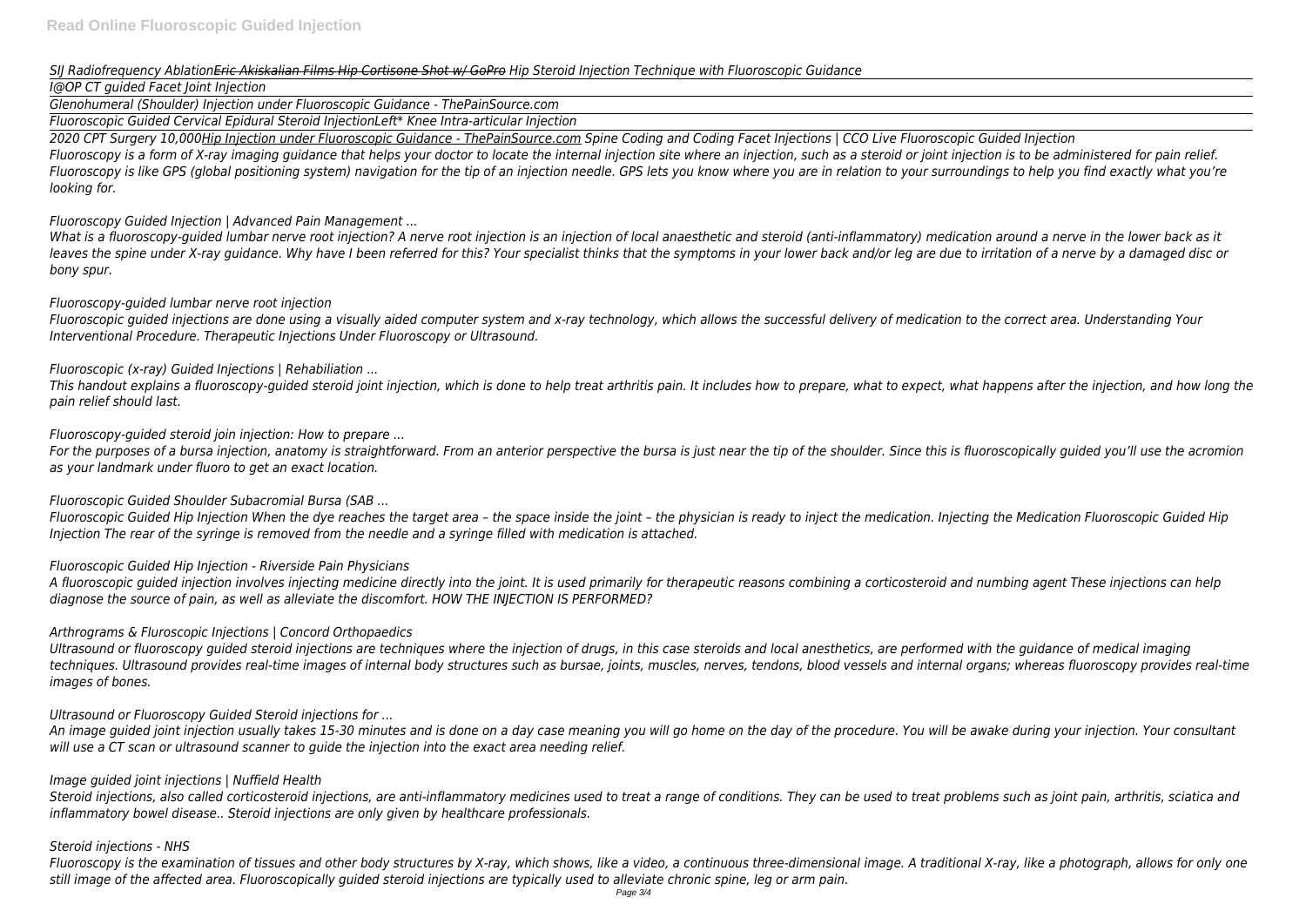*SIJ Radiofrequency AblationEric Akiskalian Films Hip Cortisone Shot w/ GoPro Hip Steroid Injection Technique with Fluoroscopic Guidance*

*I@OP CT guided Facet Joint Injection*

*Glenohumeral (Shoulder) Injection under Fluoroscopic Guidance - ThePainSource.com*

*Fluoroscopic Guided Cervical Epidural Steroid InjectionLeft* Knee Intra-articular Injection*

*2020 CPT Surgery 10,000Hip Injection under Fluoroscopic Guidance - ThePainSource.com Spine Coding and Coding Facet Injections | CCO Live Fluoroscopic Guided Injection*
*Fluoroscopy is a form of X-ray imaging guidance that helps your doctor to locate the internal injection site where an injection, such as a steroid or joint injection is to be administered for pain relief. Fluoroscopy is like GPS (global positioning system) navigation for the tip of an injection needle. GPS lets you know where you are in relation to your surroundings to help you find exactly what you're looking for.*

*Fluoroscopy Guided Injection | Advanced Pain Management ...*

*What is a fluoroscopy-guided lumbar nerve root injection? A nerve root injection is an injection of local anaesthetic and steroid (anti-inflammatory) medication around a nerve in the lower back as it leaves the spine under X-ray guidance. Why have I been referred for this? Your specialist thinks that the symptoms in your lower back and/or leg are due to irritation of a nerve by a damaged disc or bony spur.*

*Fluoroscopy-guided lumbar nerve root injection*

*Fluoroscopic guided injections are done using a visually aided computer system and x-ray technology, which allows the successful delivery of medication to the correct area. Understanding Your Interventional Procedure. Therapeutic Injections Under Fluoroscopy or Ultrasound.*

*Fluoroscopic (x-ray) Guided Injections | Rehabiliation ...*

*This handout explains a fluoroscopy-guided steroid joint injection, which is done to help treat arthritis pain. It includes how to prepare, what to expect, what happens after the injection, and how long the pain relief should last.*

*Fluoroscopy-guided steroid join injection: How to prepare ...*

*For the purposes of a bursa injection, anatomy is straightforward. From an anterior perspective the bursa is just near the tip of the shoulder. Since this is fluoroscopically guided you'll use the acromion as your landmark under fluoro to get an exact location.*

*Fluoroscopic Guided Shoulder Subacromial Bursa (SAB ...*

*Fluoroscopic Guided Hip Injection When the dye reaches the target area – the space inside the joint – the physician is ready to inject the medication. Injecting the Medication Fluoroscopic Guided Hip Injection The rear of the syringe is removed from the needle and a syringe filled with medication is attached.*

*Fluoroscopic Guided Hip Injection - Riverside Pain Physicians*

*A fluoroscopic guided injection involves injecting medicine directly into the joint. It is used primarily for therapeutic reasons combining a corticosteroid and numbing agent These injections can help diagnose the source of pain, as well as alleviate the discomfort. HOW THE INJECTION IS PERFORMED?*

*Arthrograms & Fluroscopic Injections | Concord Orthopaedics*

*Ultrasound or fluoroscopy guided steroid injections are techniques where the injection of drugs, in this case steroids and local anesthetics, are performed with the guidance of medical imaging techniques. Ultrasound provides real-time images of internal body structures such as bursae, joints, muscles, nerves, tendons, blood vessels and internal organs; whereas fluoroscopy provides real-time images of bones.*

*Ultrasound or Fluoroscopy Guided Steroid injections for ...*

*An image guided joint injection usually takes 15-30 minutes and is done on a day case meaning you will go home on the day of the procedure. You will be awake during your injection. Your consultant will use a CT scan or ultrasound scanner to guide the injection into the exact area needing relief.*

*Image guided joint injections | Nuffield Health*

*Steroid injections, also called corticosteroid injections, are anti-inflammatory medicines used to treat a range of conditions. They can be used to treat problems such as joint pain, arthritis, sciatica and inflammatory bowel disease.. Steroid injections are only given by healthcare professionals.*

*Steroid injections - NHS*

*Fluoroscopy is the examination of tissues and other body structures by X-ray, which shows, like a video, a continuous three-dimensional image. A traditional X-ray, like a photograph, allows for only one still image of the affected area. Fluoroscopically guided steroid injections are typically used to alleviate chronic spine, leg or arm pain.*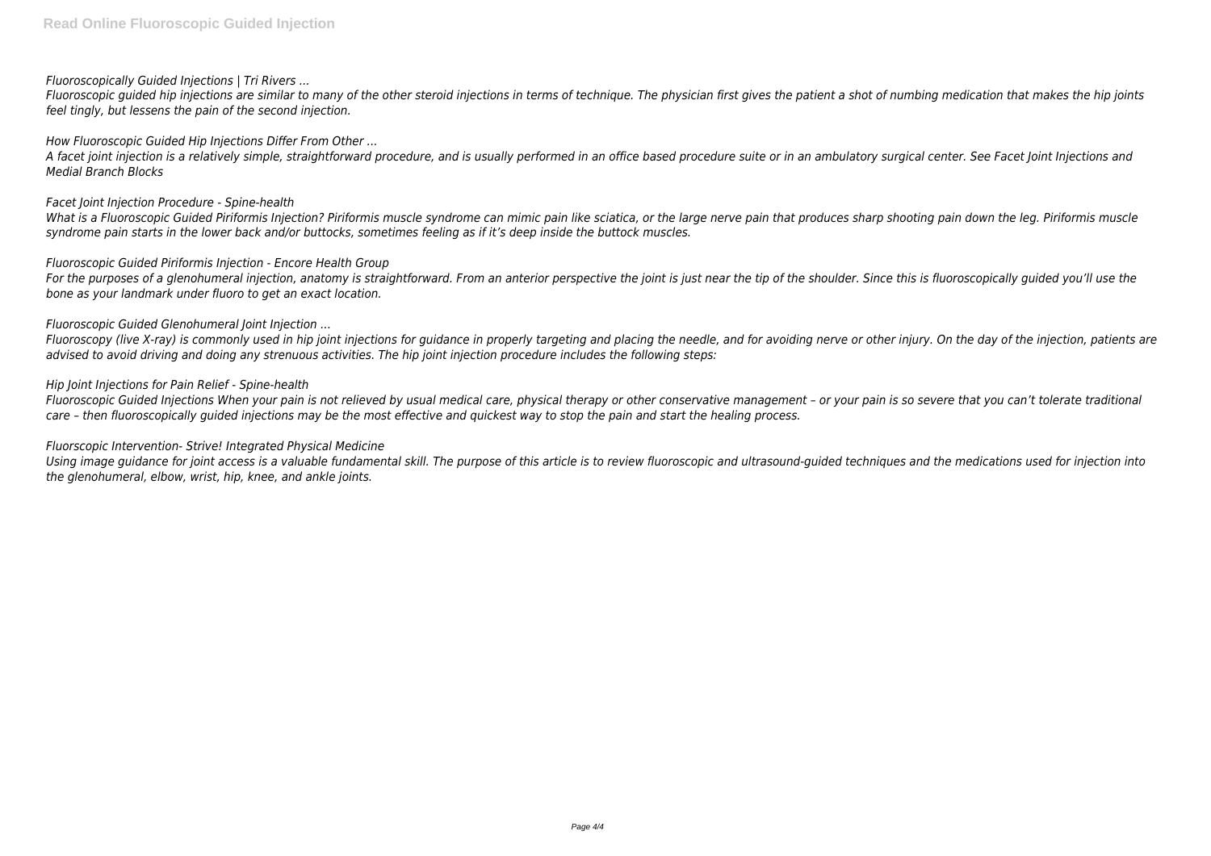*Fluoroscopically Guided Injections | Tri Rivers ...*

*Fluoroscopic guided hip injections are similar to many of the other steroid injections in terms of technique. The physician first gives the patient a shot of numbing medication that makes the hip joints feel tingly, but lessens the pain of the second injection.*

*How Fluoroscopic Guided Hip Injections Differ From Other ...*

*A facet joint injection is a relatively simple, straightforward procedure, and is usually performed in an office based procedure suite or in an ambulatory surgical center. See Facet Joint Injections and Medial Branch Blocks*

*Facet Joint Injection Procedure - Spine-health*

*What is a Fluoroscopic Guided Piriformis Injection? Piriformis muscle syndrome can mimic pain like sciatica, or the large nerve pain that produces sharp shooting pain down the leg. Piriformis muscle syndrome pain starts in the lower back and/or buttocks, sometimes feeling as if it's deep inside the buttock muscles.*

*Fluoroscopic Guided Piriformis Injection - Encore Health Group*

*For the purposes of a glenohumeral injection, anatomy is straightforward. From an anterior perspective the joint is just near the tip of the shoulder. Since this is fluoroscopically guided you'll use the bone as your landmark under fluoro to get an exact location.*

*Fluoroscopic Guided Glenohumeral Joint Injection ...*

*Fluoroscopy (live X-ray) is commonly used in hip joint injections for guidance in properly targeting and placing the needle, and for avoiding nerve or other injury. On the day of the injection, patients are advised to avoid driving and doing any strenuous activities. The hip joint injection procedure includes the following steps:*

*Hip Joint Injections for Pain Relief - Spine-health*

*Fluoroscopic Guided Injections When your pain is not relieved by usual medical care, physical therapy or other conservative management – or your pain is so severe that you can't tolerate traditional care – then fluoroscopically guided injections may be the most effective and quickest way to stop the pain and start the healing process.*

*Fluorscopic Intervention- Strive! Integrated Physical Medicine*

*Using image guidance for joint access is a valuable fundamental skill. The purpose of this article is to review fluoroscopic and ultrasound-guided techniques and the medications used for injection into the glenohumeral, elbow, wrist, hip, knee, and ankle joints.*